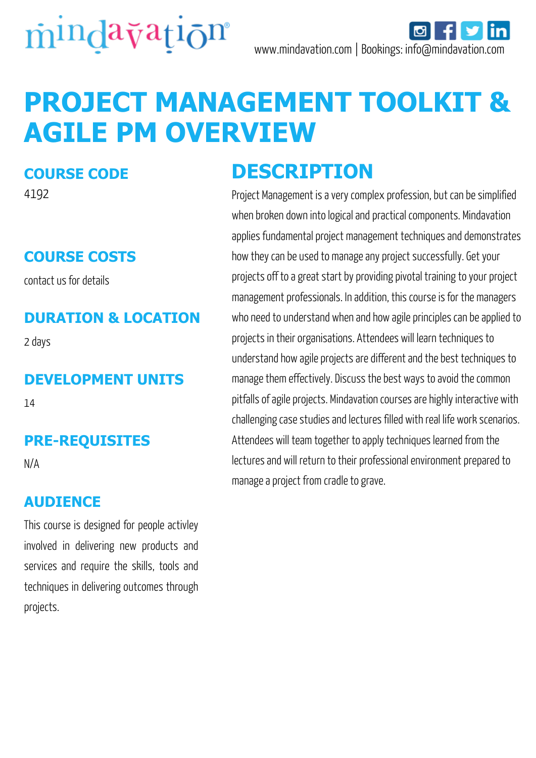mindavation

www.mindavation.com | Bookings: info@mindavation.com

# PROJECT MANAGEMENT TOOLKIT & AGILE PM OVERVIEW

## COURSE CODE

4192

## COURSE COSTS

contact us for details

## DURATION & LOCATION

2 days

## DEVELOPMENT UNITS

14

## PRE-REQUISITES

N/A

## AUDIENCE

This course is designed for people activley involved in delivering new products and services and require the skills, tools and techniques in delivering outcomes through projects.

## DESCRIPTION

Project Management is a very complex profession, but can be simplified when broken down into logical and practical components. Mindavation applies fundamental project management techniques and demonstrates how they can be used to manage any project successfully. Get your projects off to a great start by providing pivotal training to your project management professionals. In addition, this course is for the managers who need to understand when and how agile principles can be applied to projects in their organisations. Attendees will learn techniques to understand how agile projects are different and the best techniques to manage them effectively. Discuss the best ways to avoid the common pitfalls of agile projects. Mindavation courses are highly interactive with challenging case studies and lectures filled with real life work scenarios. Attendees will team together to apply techniques learned from the lectures and will return to their professional environment prepared to manage a project from cradle to grave.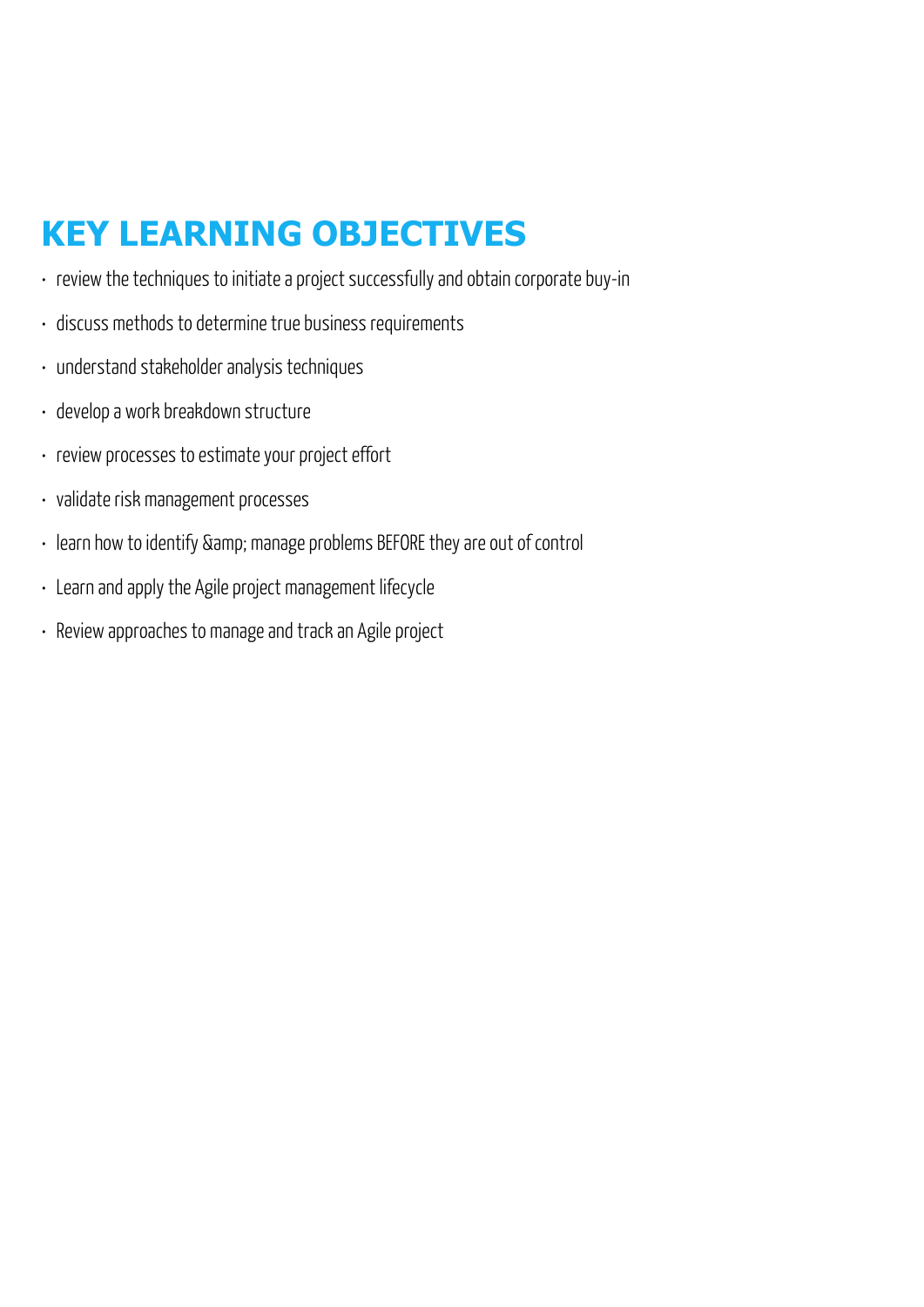## KEY LEARNING OBJECTIVES

- review the techniques to initiate a project successfully and obtain corporate buy-in
- discuss methods to determine true business requirements
- understand stakeholder analysis techniques
- develop a work breakdown structure
- review processes to estimate your project effort
- validate risk management processes
- learn how to identify &amp; manage problems BEFORE they are out of control
- Learn and apply the Agile project management lifecycle
- Review approaches to manage and track an Agile project